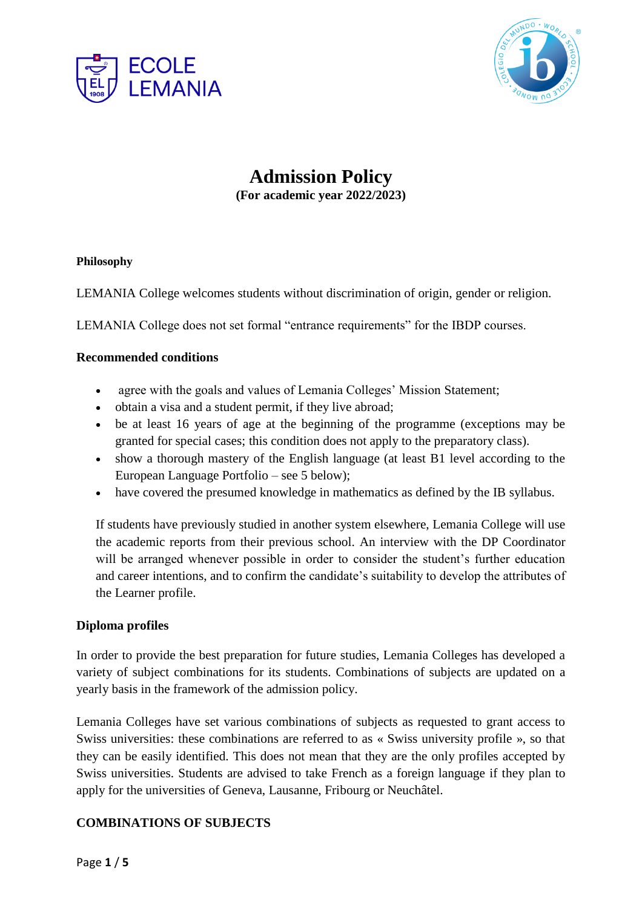# Admission Policy

**(For academic year 2022/2023)**

**Philosophy**

LEMANIA College welcomes students without discrimination of origin, gender or religion.

LEMANIA College does not set formal "entrance requirements" for the IBDP courses.

**Recommended conditions**

- agree with the goals and values of Lemania Colleges' Mission Statement;
- obtain a visa and a student permit, if they live abroad;
- be at least 16 years of age at the beginning of the programme (exceptions may be granted for special cases; this condition does not apply to the preparatory class).
- show a thorough mastery of the English language (at least B1 level according to the European Language Portfolio – see 5 below);
- have covered the presumed knowledge in mathematics as defined by the IB syllabus.

If students have previously studied in another system elsewhere, Lemania College will use the academic reports from their previous school. An interview with the DP Coordinator will be arranged whenever possible in order to consider the student's further education and career intentions, and to confirm the candidate's suitability to develop the attributes of the Learner profile.

**Diploma profiles**

In order to provide the best preparation for future studies, Lemania Colleges has developed a variety of subject combinations for its students. Combinations of subjects are updated on a yearly basis in the framework of the admission policy.

Lemania Colleges have set various combinations of subjects as requested to grant access to Swiss universities: these combinations are referred to as « Swiss university profile », so that they can be easily identified. This does not mean that they are the only profiles accepted by Swiss universities. Students are advised to take French as a foreign language if they plan to apply for the universities of Geneva, Lausanne, Fribourg or Neuchâtel.

**COMBINATIONS OF SUBJECTS**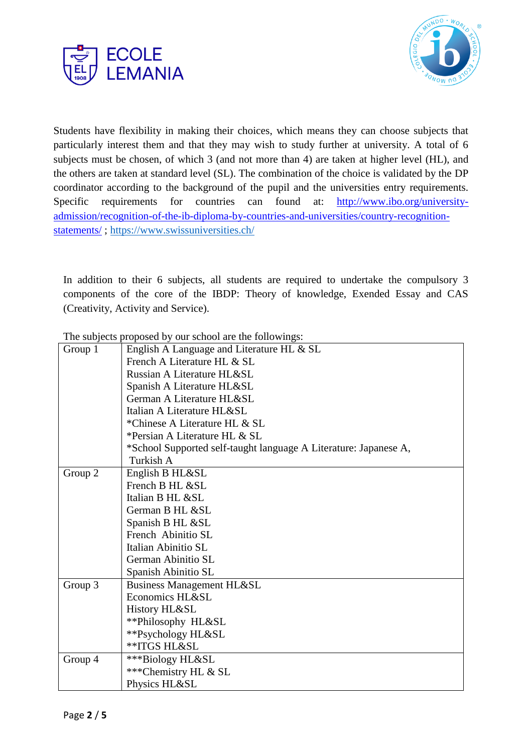Students have flexibility in making their choices, which means they can choose subjects that particularly interest them and that they may wish to study further at university. A total of 6 subjects must be chosen, of which 3 (and not more than 4) are taken at higher level (HL), and the others are taken at standard level (SL). The combination of the choice is validated by the DP coordinator according to the background of the pupil and the universities entry requirements. Specific requirements for countries can found at: [http://www.ibo.org/university-admission/recognition-of-the-ib-diploma-by-countries-and-universities/country-recognition-statements/](http://www.ibo.org/university-admission/recognition-of-the-ib-diploma-by-countries-and-universities/country-recognition-statements/) ; [https://www.swissuniversities.ch/](https://www.swissuniversities.ch/)

In addition to their 6 subjects, all students are required to undertake the compulsory 3 components of the core of the IBDP: Theory of knowledge, Exended Essay and CAS (Creativity, Activity and Service).

The subjects proposed by our school are the followings:

| | |
|---|---|
| Group 1 | English A Language and Literature HL & SL<br>French A Literature HL & SL<br>Russian A Literature HL&SL<br>Spanish A Literature HL&SL<br>German A Literature HL&SL<br>Italian A Literature HL&SL<br>*Chinese A Literature HL & SL<br>*Persian A Literature HL & SL<br>*School Supported self-taught language A Literature: Japanese A, Turkish A |
| Group 2 | English B HL&SL<br>French B HL &SL<br>Italian B HL &SL<br>German B HL &SL<br>Spanish B HL &SL<br>French Abinitio SL<br>Italian Abinitio SL<br>German Abinitio SL<br>Spanish Abinitio SL |
| Group 3 | Business Management HL&SL<br>Economics HL&SL<br>History HL&SL<br>**Philosophy HL&SL<br>**Psychology HL&SL<br>**ITGS HL&SL |
| Group 4 | ***Biology HL&SL<br>***Chemistry HL & SL<br>Physics HL&SL |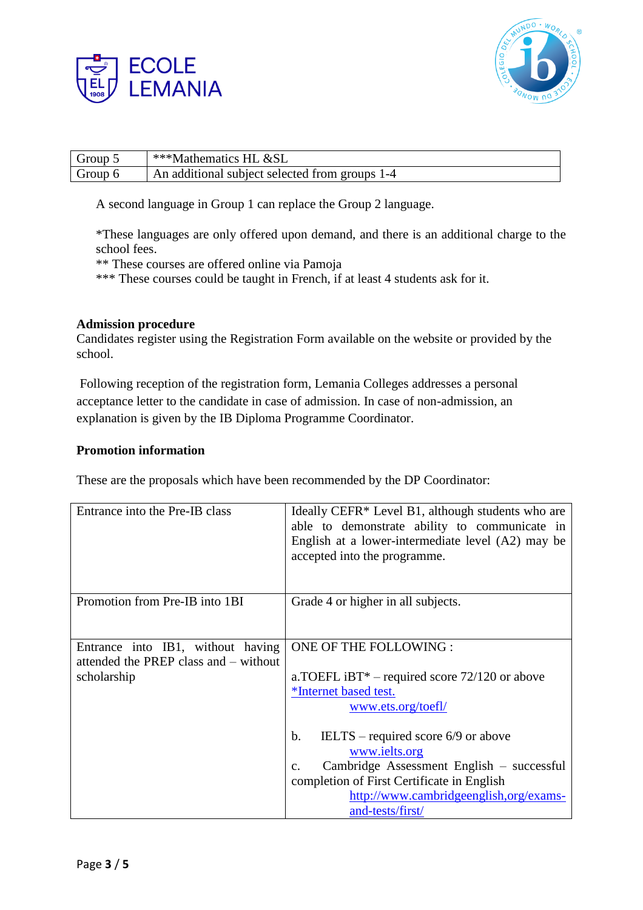| Group 5 | ***Mathematics HL &SL |
|---|---|
| Group 6 | An additional subject selected from groups 1-4 |

A second language in Group 1 can replace the Group 2 language.

*These languages are only offered upon demand, and there is an additional charge to the school fees.
** These courses are offered online via Pamoja
*** These courses could be taught in French, if at least 4 students ask for it.

**Admission procedure**
Candidates register using the Registration Form available on the website or provided by the school.

Following reception of the registration form, Lemania Colleges addresses a personal acceptance letter to the candidate in case of admission. In case of non-admission, an explanation is given by the IB Diploma Programme Coordinator.

**Promotion information**

These are the proposals which have been recommended by the DP Coordinator:

| | |
|---|---|
| Entrance into the Pre-IB class | Ideally CEFR* Level B1, although students who are able to demonstrate ability to communicate in English at a lower-intermediate level (A2) may be accepted into the programme. |
| Promotion from Pre-IB into 1BI | Grade 4 or higher in all subjects. |
| Entrance into IB1, without having attended the PREP class and – without scholarship | ONE OF THE FOLLOWING :<br><br>a.TOEFL iBT* – required score 72/120 or above<br>*Internet based test.<br>www.ets.org/toefl/<br><br>b. IELTS – required score 6/9 or above<br>www.ielts.org<br>c. Cambridge Assessment English – successful completion of First Certificate in English<br>http://www.cambridgeenglish,org/exams-and-tests/first/ |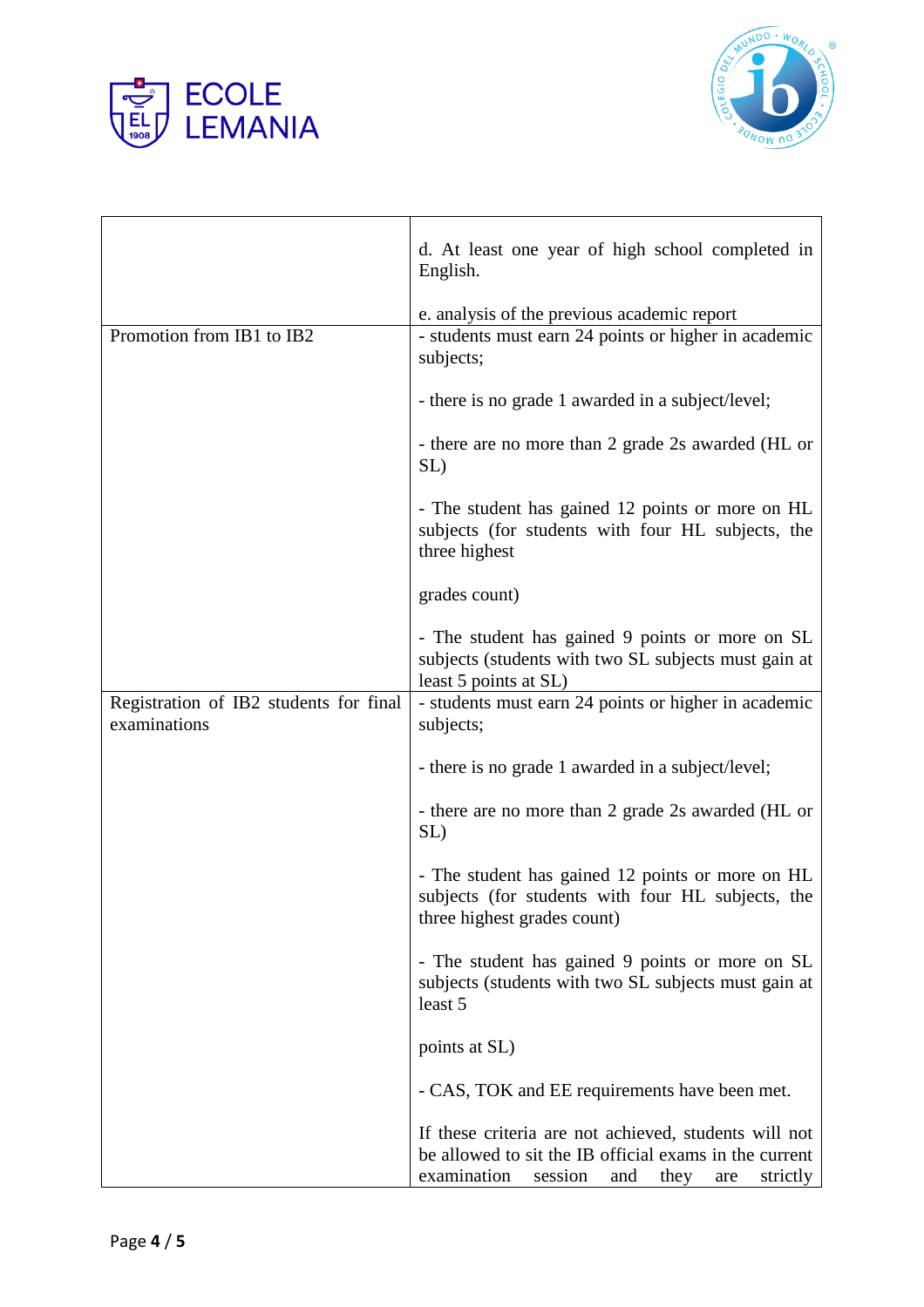| | |
|---|---|
| | d. At least one year of high school completed in English.<br><br>e. analysis of the previous academic report |
| Promotion from IB1 to IB2 | - students must earn 24 points or higher in academic subjects;<br><br>- there is no grade 1 awarded in a subject/level;<br><br>- there are no more than 2 grade 2s awarded (HL or SL)<br><br>- The student has gained 12 points or more on HL subjects (for students with four HL subjects, the three highest<br><br>grades count)<br><br>- The student has gained 9 points or more on SL subjects (students with two SL subjects must gain at least 5 points at SL) |
| Registration of IB2 students for final examinations | - students must earn 24 points or higher in academic subjects;<br><br>- there is no grade 1 awarded in a subject/level;<br><br>- there are no more than 2 grade 2s awarded (HL or SL)<br><br>- The student has gained 12 points or more on HL subjects (for students with four HL subjects, the three highest grades count)<br><br>- The student has gained 9 points or more on SL subjects (students with two SL subjects must gain at least 5<br><br>points at SL)<br><br>- CAS, TOK and EE requirements have been met.<br><br>If these criteria are not achieved, students will not be allowed to sit the IB official exams in the current examination session and they are strictly |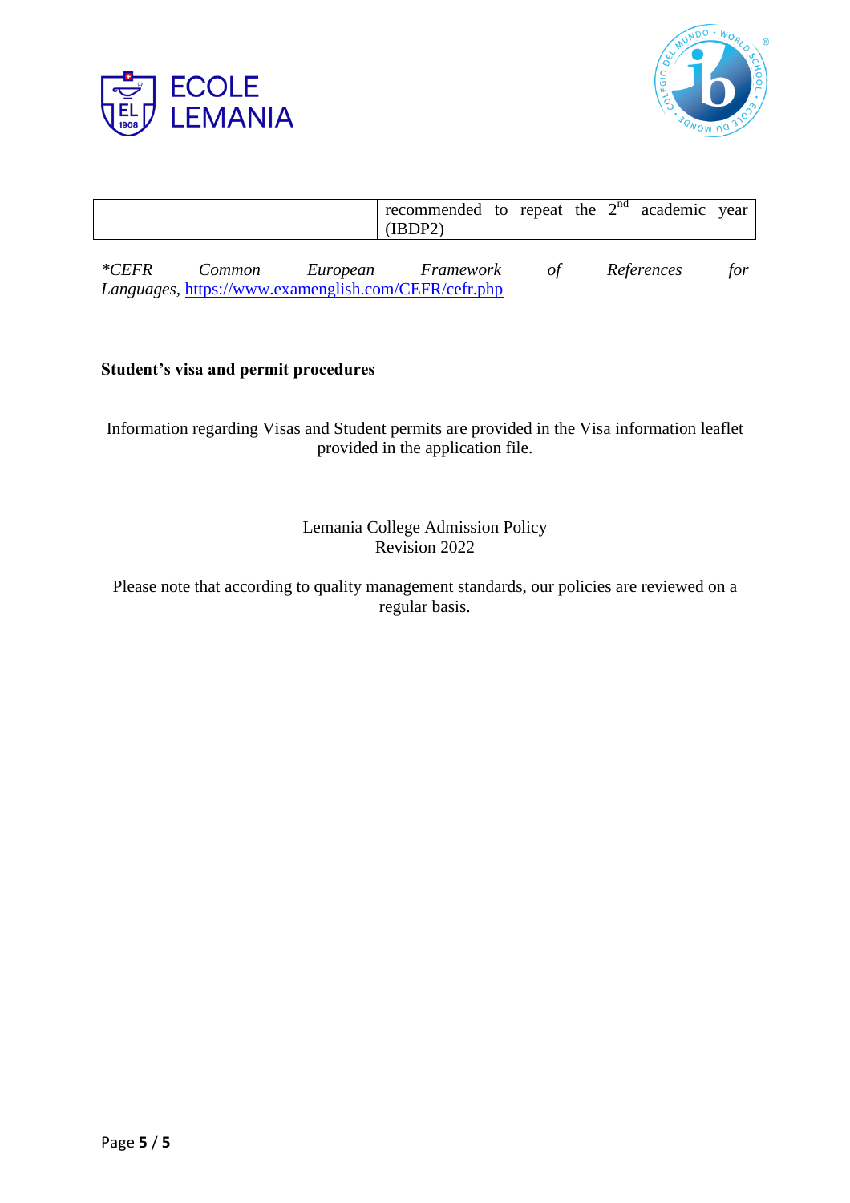| | |
|---|---|
| | recommended to repeat the 2nd academic year (IBDP2) |

*\*CEFR Common European Framework of References for Languages*, https://www.examenglish.com/CEFR/cefr.php

**Student's visa and permit procedures**

Information regarding Visas and Student permits are provided in the Visa information leaflet provided in the application file.

Lemania College Admission Policy
Revision 2022

Please note that according to quality management standards, our policies are reviewed on a regular basis.